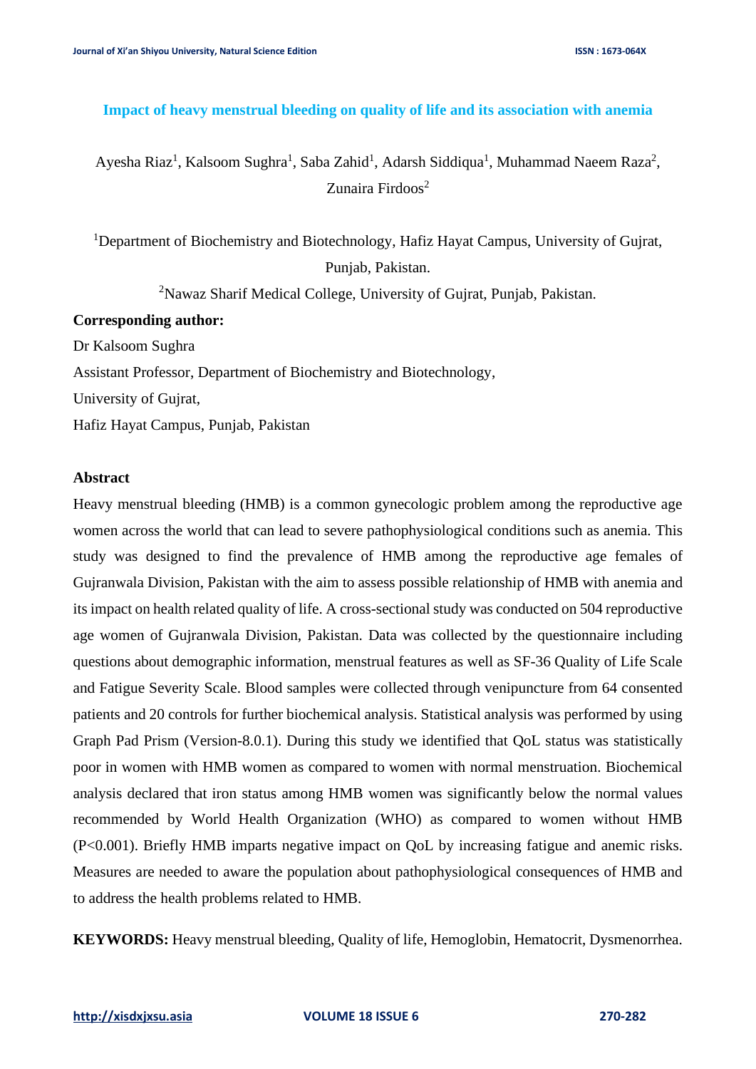# Impact of heavy menstrual bleeding on quality of life and its association with anemia

Ayesha Riaz[1], Kalsoom Sughra[1], Saba Zahid[1], Adarsh Siddiqua[1], Muhammad Naeem Raza[2], Zunaira Firdoos[2]

[1]Department of Biochemistry and Biotechnology, Hafiz Hayat Campus, University of Gujrat, Punjab, Pakistan.

[2]Nawaz Sharif Medical College, University of Gujrat, Punjab, Pakistan.

**Corresponding author:**

Dr Kalsoom Sughra

Assistant Professor, Department of Biochemistry and Biotechnology,

University of Gujrat,

Hafiz Hayat Campus, Punjab, Pakistan

## Abstract

Heavy menstrual bleeding (HMB) is a common gynecologic problem among the reproductive age women across the world that can lead to severe pathophysiological conditions such as anemia. This study was designed to find the prevalence of HMB among the reproductive age females of Gujranwala Division, Pakistan with the aim to assess possible relationship of HMB with anemia and its impact on health related quality of life. A cross-sectional study was conducted on 504 reproductive age women of Gujranwala Division, Pakistan. Data was collected by the questionnaire including questions about demographic information, menstrual features as well as SF-36 Quality of Life Scale and Fatigue Severity Scale. Blood samples were collected through venipuncture from 64 consented patients and 20 controls for further biochemical analysis. Statistical analysis was performed by using Graph Pad Prism (Version-8.0.1). During this study we identified that QoL status was statistically poor in women with HMB women as compared to women with normal menstruation. Biochemical analysis declared that iron status among HMB women was significantly below the normal values recommended by World Health Organization (WHO) as compared to women without HMB ($P<0.001$). Briefly HMB imparts negative impact on QoL by increasing fatigue and anemic risks. Measures are needed to aware the population about pathophysiological consequences of HMB and to address the health problems related to HMB.

**KEYWORDS:** Heavy menstrual bleeding, Quality of life, Hemoglobin, Hematocrit, Dysmenorrhea.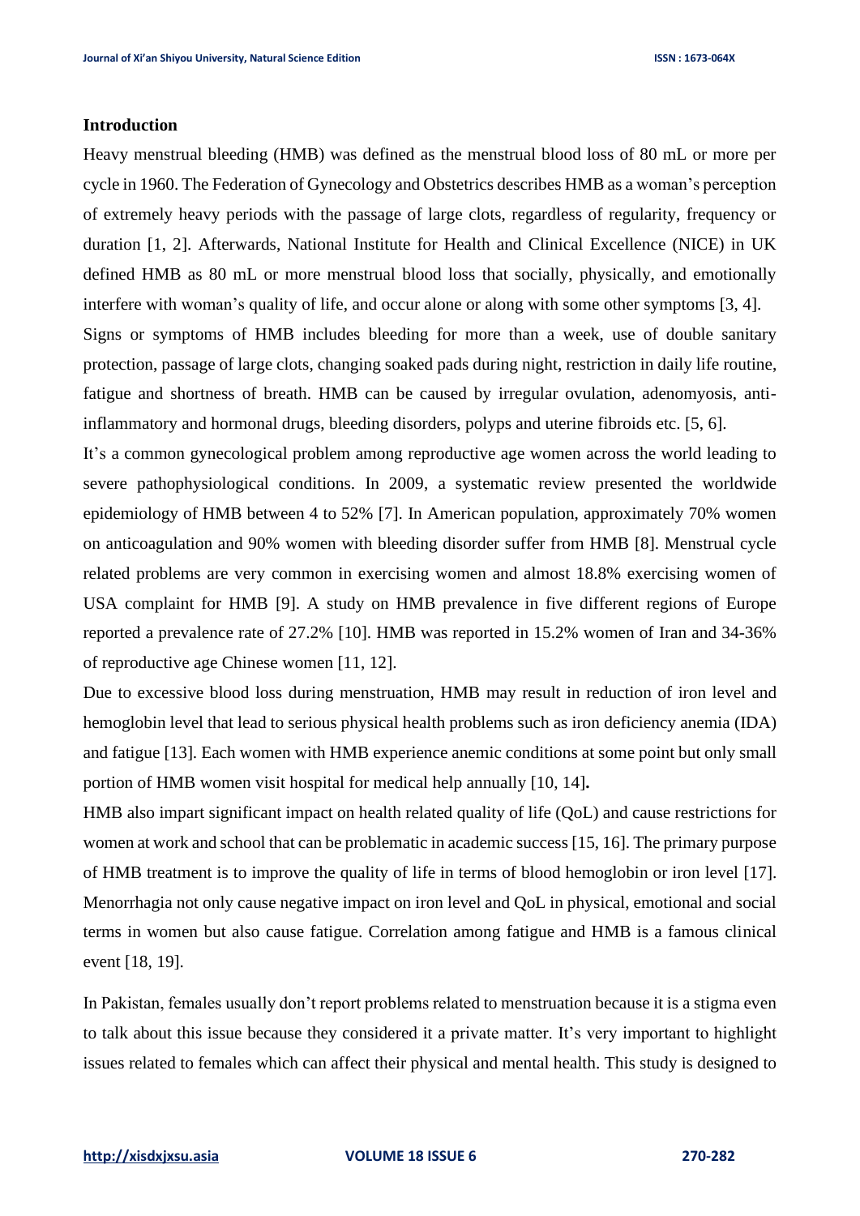## Introduction

Heavy menstrual bleeding (HMB) was defined as the menstrual blood loss of 80 mL or more per cycle in 1960. The Federation of Gynecology and Obstetrics describes HMB as a woman's perception of extremely heavy periods with the passage of large clots, regardless of regularity, frequency or duration [1, 2]. Afterwards, National Institute for Health and Clinical Excellence (NICE) in UK defined HMB as 80 mL or more menstrual blood loss that socially, physically, and emotionally interfere with woman's quality of life, and occur alone or along with some other symptoms [3, 4].

Signs or symptoms of HMB includes bleeding for more than a week, use of double sanitary protection, passage of large clots, changing soaked pads during night, restriction in daily life routine, fatigue and shortness of breath. HMB can be caused by irregular ovulation, adenomyosis, anti-inflammatory and hormonal drugs, bleeding disorders, polyps and uterine fibroids etc. [5, 6].

It's a common gynecological problem among reproductive age women across the world leading to severe pathophysiological conditions. In 2009, a systematic review presented the worldwide epidemiology of HMB between 4 to 52% [7]. In American population, approximately 70% women on anticoagulation and 90% women with bleeding disorder suffer from HMB [8]. Menstrual cycle related problems are very common in exercising women and almost 18.8% exercising women of USA complaint for HMB [9]. A study on HMB prevalence in five different regions of Europe reported a prevalence rate of 27.2% [10]. HMB was reported in 15.2% women of Iran and 34-36% of reproductive age Chinese women [11, 12].

Due to excessive blood loss during menstruation, HMB may result in reduction of iron level and hemoglobin level that lead to serious physical health problems such as iron deficiency anemia (IDA) and fatigue [13]. Each women with HMB experience anemic conditions at some point but only small portion of HMB women visit hospital for medical help annually [10, 14]**.**

HMB also impart significant impact on health related quality of life (QoL) and cause restrictions for women at work and school that can be problematic in academic success [15, 16]. The primary purpose of HMB treatment is to improve the quality of life in terms of blood hemoglobin or iron level [17]. Menorrhagia not only cause negative impact on iron level and QoL in physical, emotional and social terms in women but also cause fatigue. Correlation among fatigue and HMB is a famous clinical event [18, 19].

In Pakistan, females usually don't report problems related to menstruation because it is a stigma even to talk about this issue because they considered it a private matter. It's very important to highlight issues related to females which can affect their physical and mental health. This study is designed to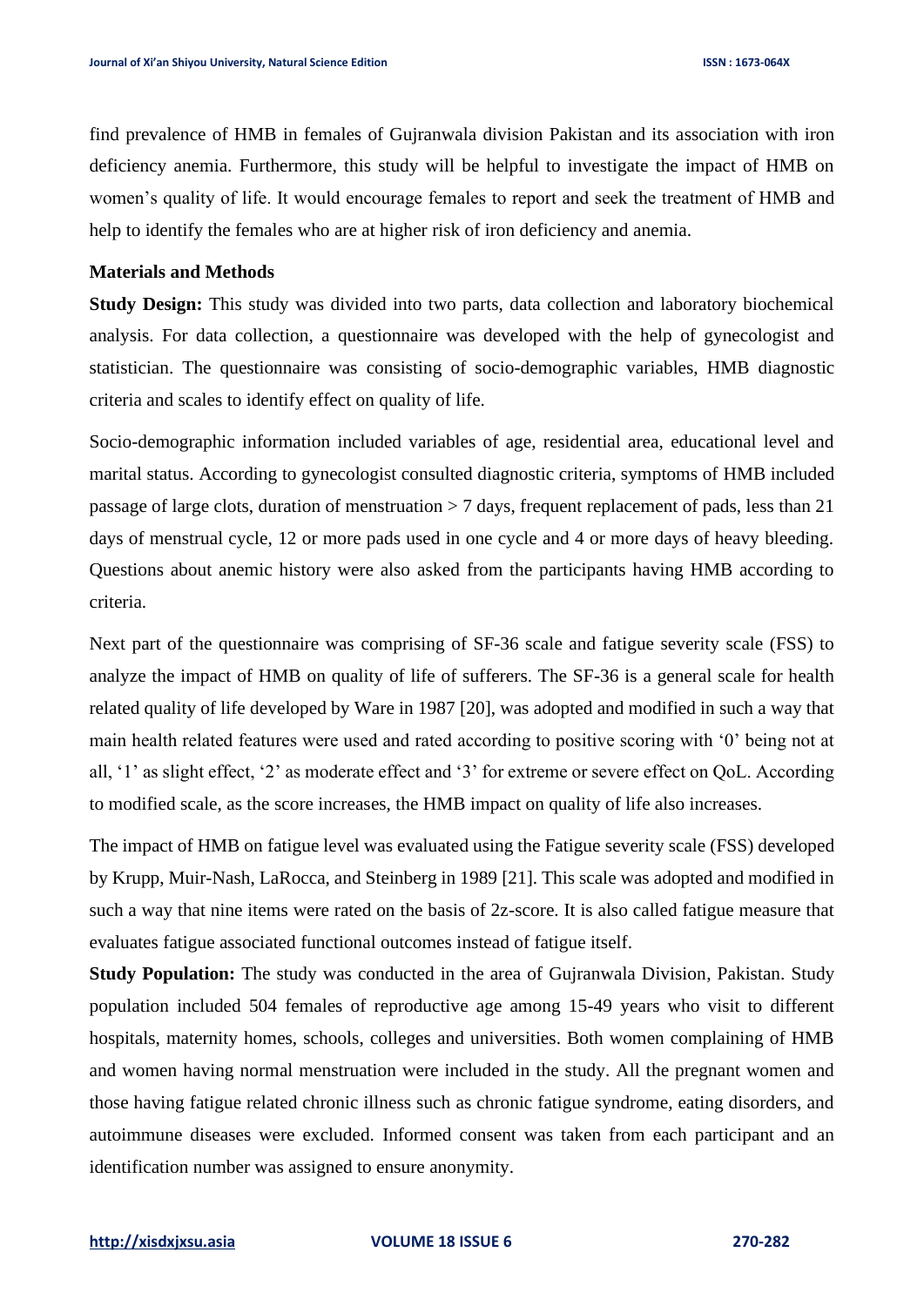find prevalence of HMB in females of Gujranwala division Pakistan and its association with iron deficiency anemia. Furthermore, this study will be helpful to investigate the impact of HMB on women's quality of life. It would encourage females to report and seek the treatment of HMB and help to identify the females who are at higher risk of iron deficiency and anemia.

## Materials and Methods

**Study Design:** This study was divided into two parts, data collection and laboratory biochemical analysis. For data collection, a questionnaire was developed with the help of gynecologist and statistician. The questionnaire was consisting of socio-demographic variables, HMB diagnostic criteria and scales to identify effect on quality of life.

Socio-demographic information included variables of age, residential area, educational level and marital status. According to gynecologist consulted diagnostic criteria, symptoms of HMB included passage of large clots, duration of menstruation > 7 days, frequent replacement of pads, less than 21 days of menstrual cycle, 12 or more pads used in one cycle and 4 or more days of heavy bleeding. Questions about anemic history were also asked from the participants having HMB according to criteria.

Next part of the questionnaire was comprising of SF-36 scale and fatigue severity scale (FSS) to analyze the impact of HMB on quality of life of sufferers. The SF-36 is a general scale for health related quality of life developed by Ware in 1987 [20], was adopted and modified in such a way that main health related features were used and rated according to positive scoring with '0' being not at all, '1' as slight effect, '2' as moderate effect and '3' for extreme or severe effect on QoL. According to modified scale, as the score increases, the HMB impact on quality of life also increases.

The impact of HMB on fatigue level was evaluated using the Fatigue severity scale (FSS) developed by Krupp, Muir-Nash, LaRocca, and Steinberg in 1989 [21]. This scale was adopted and modified in such a way that nine items were rated on the basis of 2z-score. It is also called fatigue measure that evaluates fatigue associated functional outcomes instead of fatigue itself.

**Study Population:** The study was conducted in the area of Gujranwala Division, Pakistan. Study population included 504 females of reproductive age among 15-49 years who visit to different hospitals, maternity homes, schools, colleges and universities. Both women complaining of HMB and women having normal menstruation were included in the study. All the pregnant women and those having fatigue related chronic illness such as chronic fatigue syndrome, eating disorders, and autoimmune diseases were excluded. Informed consent was taken from each participant and an identification number was assigned to ensure anonymity.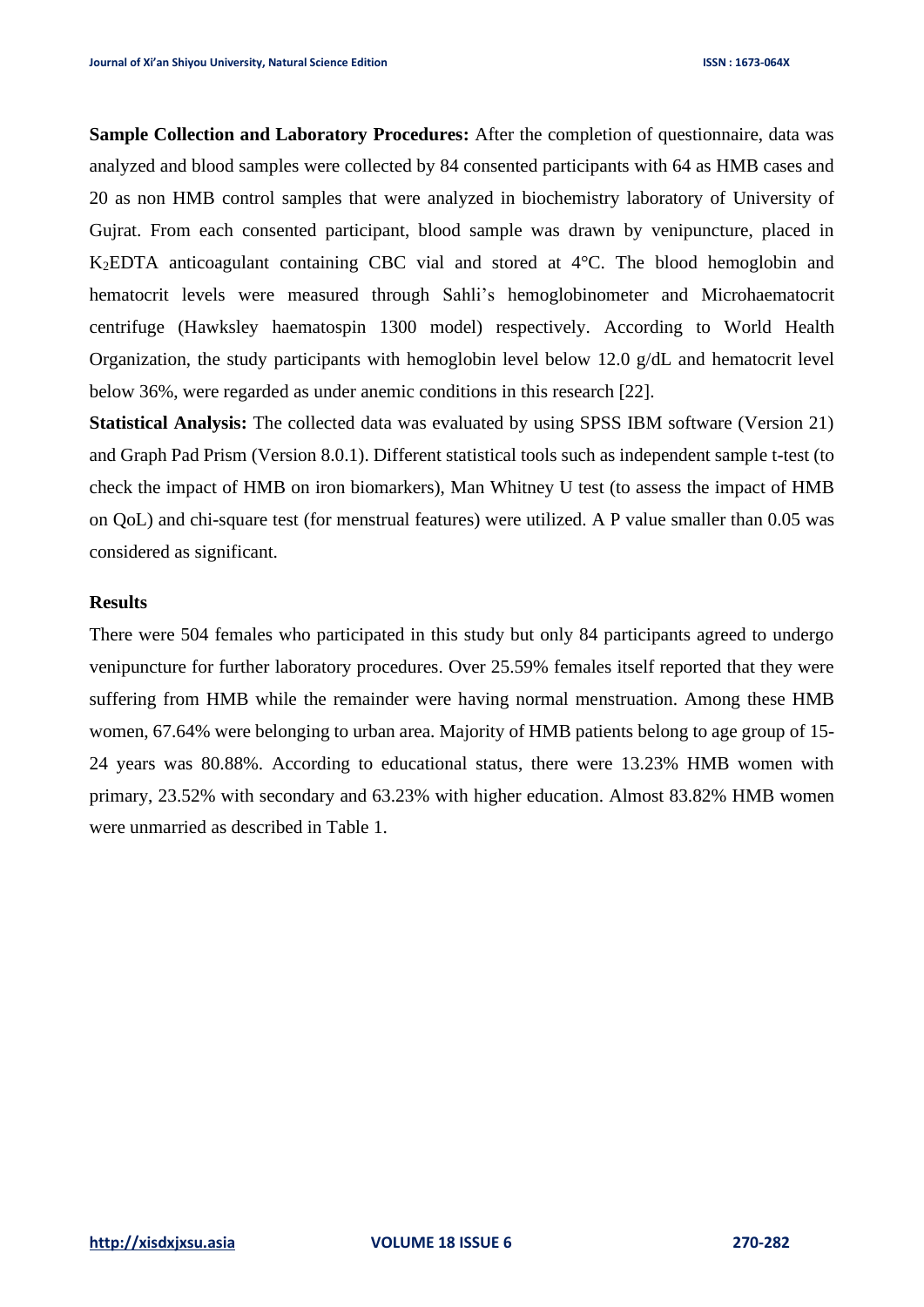**Sample Collection and Laboratory Procedures:** After the completion of questionnaire, data was analyzed and blood samples were collected by 84 consented participants with 64 as HMB cases and 20 as non HMB control samples that were analyzed in biochemistry laboratory of University of Gujrat. From each consented participant, blood sample was drawn by venipuncture, placed in $K_2EDTA$ anticoagulant containing CBC vial and stored at 4°C. The blood hemoglobin and hematocrit levels were measured through Sahli's hemoglobinometer and Microhaematocrit centrifuge (Hawksley haematospin 1300 model) respectively. According to World Health Organization, the study participants with hemoglobin level below 12.0 g/dL and hematocrit level below 36%, were regarded as under anemic conditions in this research [22].

**Statistical Analysis:** The collected data was evaluated by using SPSS IBM software (Version 21) and Graph Pad Prism (Version 8.0.1). Different statistical tools such as independent sample t-test (to check the impact of HMB on iron biomarkers), Man Whitney U test (to assess the impact of HMB on QoL) and chi-square test (for menstrual features) were utilized. A P value smaller than 0.05 was considered as significant.

## Results

There were 504 females who participated in this study but only 84 participants agreed to undergo venipuncture for further laboratory procedures. Over 25.59% females itself reported that they were suffering from HMB while the remainder were having normal menstruation. Among these HMB women, 67.64% were belonging to urban area. Majority of HMB patients belong to age group of 15-24 years was 80.88%. According to educational status, there were 13.23% HMB women with primary, 23.52% with secondary and 63.23% with higher education. Almost 83.82% HMB women were unmarried as described in Table 1.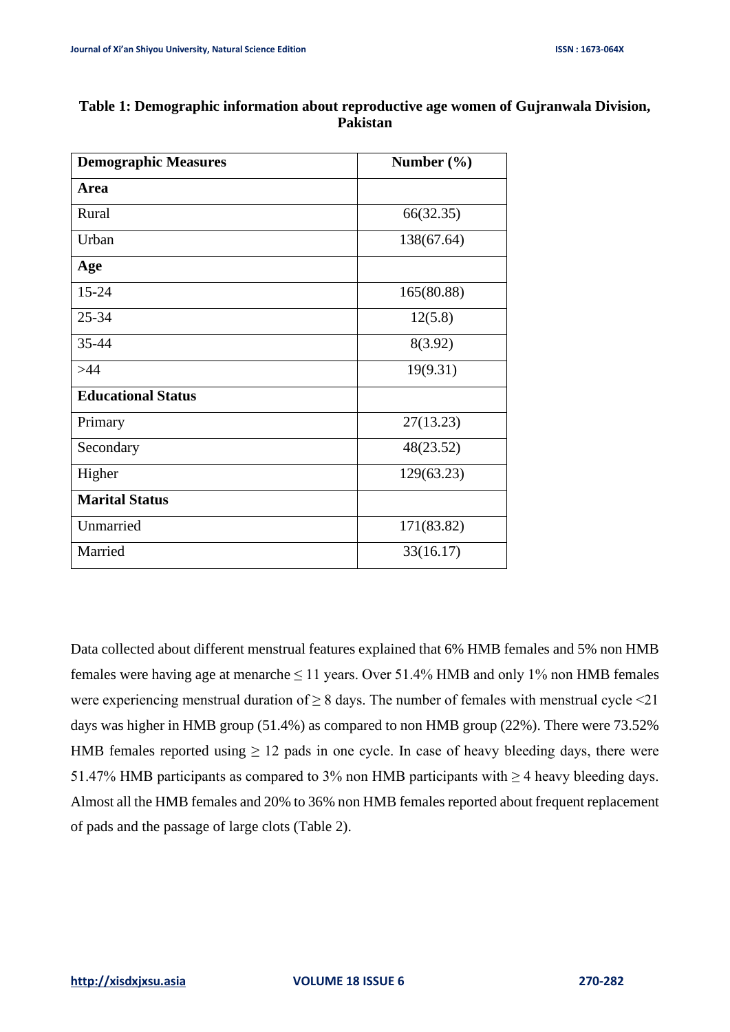**Table 1: Demographic information about reproductive age women of Gujranwala Division, Pakistan**

| Demographic Measures | Number (%) |
|---|---|
| **Area** | |
| Rural | 66(32.35) |
| Urban | 138(67.64) |
| **Age** | |
| 15-24 | 165(80.88) |
| 25-34 | 12(5.8) |
| 35-44 | 8(3.92) |
| >44 | 19(9.31) |
| **Educational Status** | |
| Primary | 27(13.23) |
| Secondary | 48(23.52) |
| Higher | 129(63.23) |
| **Marital Status** | |
| Unmarried | 171(83.82) |
| Married | 33(16.17) |

Data collected about different menstrual features explained that 6% HMB females and 5% non HMB females were having age at menarche $\leq 11$ years. Over 51.4% HMB and only 1% non HMB females were experiencing menstrual duration of $\geq 8$ days. The number of females with menstrual cycle <21 days was higher in HMB group (51.4%) as compared to non HMB group (22%). There were 73.52% HMB females reported using $\geq 12$ pads in one cycle. In case of heavy bleeding days, there were 51.47% HMB participants as compared to 3% non HMB participants with $\geq 4$ heavy bleeding days. Almost all the HMB females and 20% to 36% non HMB females reported about frequent replacement of pads and the passage of large clots (Table 2).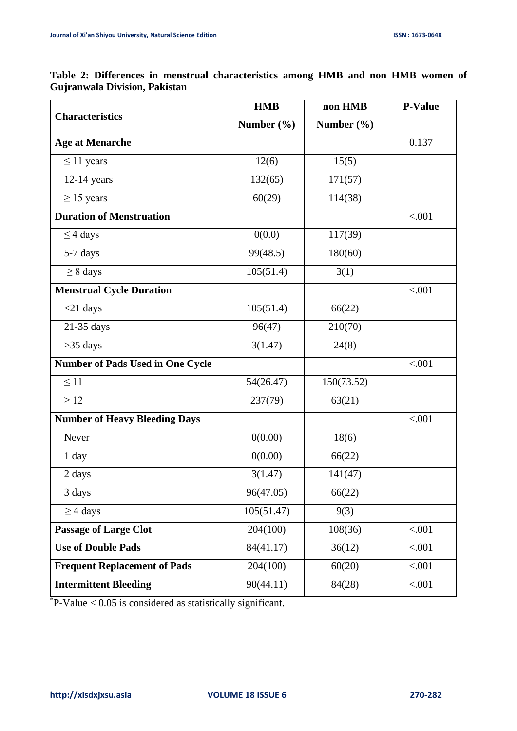**Table 2: Differences in menstrual characteristics among HMB and non HMB women of Gujranwala Division, Pakistan**

| Characteristics | HMB Number (%) | non HMB Number (%) | P-Value |
|---|---|---|---|
| **Age at Menarche** | | | 0.137 |
| ≤ 11 years | 12(6) | 15(5) | |
| 12-14 years | 132(65) | 171(57) | |
| ≥ 15 years | 60(29) | 114(38) | |
| **Duration of Menstruation** | | | <.001 |
| ≤ 4 days | 0(0.0) | 117(39) | |
| 5-7 days | 99(48.5) | 180(60) | |
| ≥ 8 days | 105(51.4) | 3(1) | |
| **Menstrual Cycle Duration** | | | <.001 |
| <21 days | 105(51.4) | 66(22) | |
| 21-35 days | 96(47) | 210(70) | |
| >35 days | 3(1.47) | 24(8) | |
| **Number of Pads Used in One Cycle** | | | <.001 |
| ≤ 11 | 54(26.47) | 150(73.52) | |
| ≥ 12 | 237(79) | 63(21) | |
| **Number of Heavy Bleeding Days** | | | <.001 |
| Never | 0(0.00) | 18(6) | |
| 1 day | 0(0.00) | 66(22) | |
| 2 days | 3(1.47) | 141(47) | |
| 3 days | 96(47.05) | 66(22) | |
| ≥ 4 days | 105(51.47) | 9(3) | |
| **Passage of Large Clot** | 204(100) | 108(36) | <.001 |
| **Use of Double Pads** | 84(41.17) | 36(12) | <.001 |
| **Frequent Replacement of Pads** | 204(100) | 60(20) | <.001 |
| **Intermittent Bleeding** | 90(44.11) | 84(28) | <.001 |

*P-Value < 0.05 is considered as statistically significant.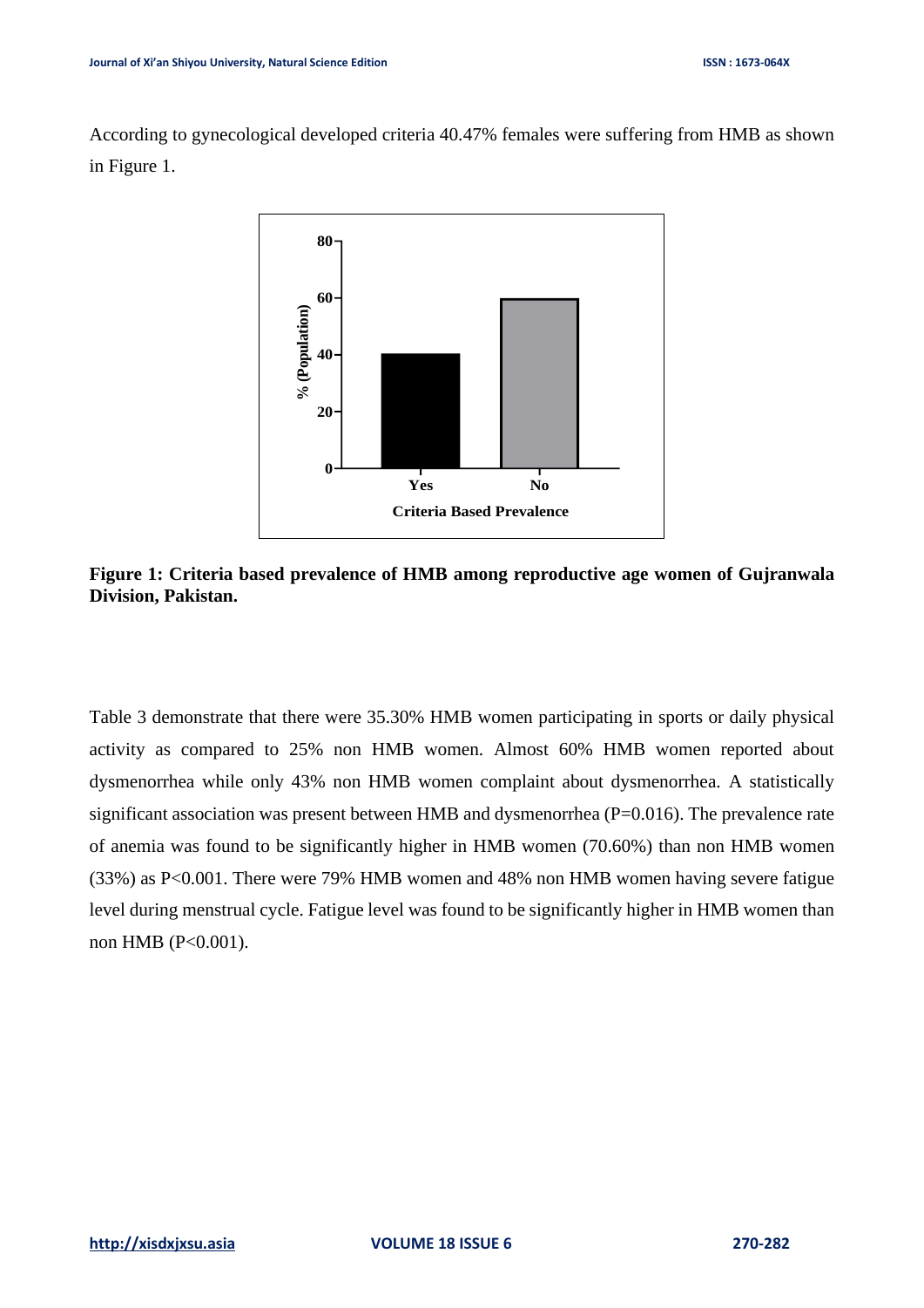According to gynecological developed criteria 40.47% females were suffering from HMB as shown in Figure 1.

**Figure 1: Criteria based prevalence of HMB among reproductive age women of Gujranwala Division, Pakistan.**

Table 3 demonstrate that there were 35.30% HMB women participating in sports or daily physical activity as compared to 25% non HMB women. Almost 60% HMB women reported about dysmenorrhea while only 43% non HMB women complaint about dysmenorrhea. A statistically significant association was present between HMB and dysmenorrhea (P=0.016). The prevalence rate of anemia was found to be significantly higher in HMB women (70.60%) than non HMB women (33%) as P<0.001. There were 79% HMB women and 48% non HMB women having severe fatigue level during menstrual cycle. Fatigue level was found to be significantly higher in HMB women than non HMB (P<0.001).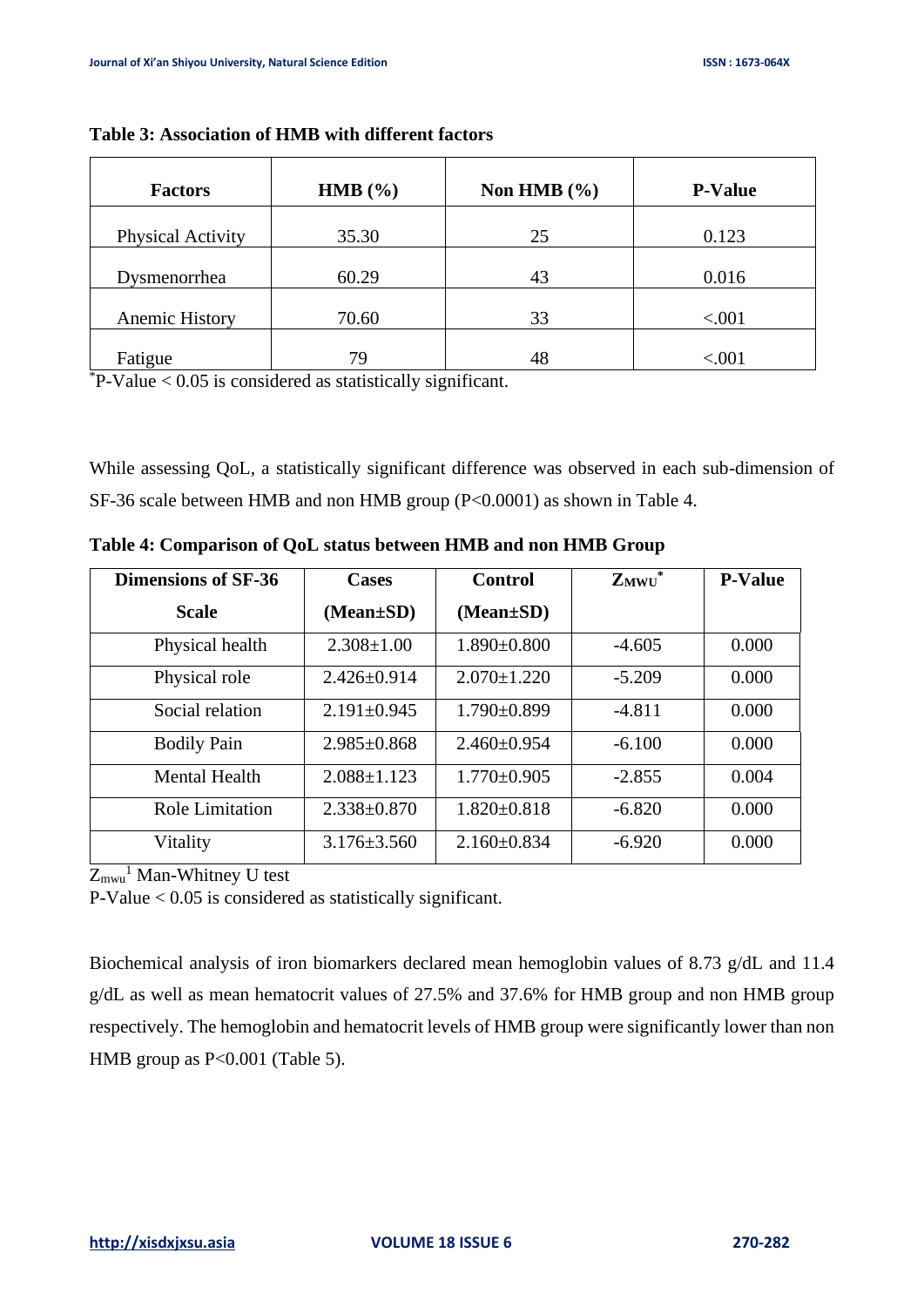**Table 3: Association of HMB with different factors**

| Factors | HMB (%) | Non HMB (%) | P-Value |
|---|---|---|---|
| Physical Activity | 35.30 | 25 | 0.123 |
| Dysmenorrhea | 60.29 | 43 | 0.016 |
| Anemic History | 70.60 | 33 | <.001 |
| Fatigue | 79 | 48 | <.001 |

*P-Value < 0.05 is considered as statistically significant.

While assessing QoL, a statistically significant difference was observed in each sub-dimension of SF-36 scale between HMB and non HMB group (P<0.0001) as shown in Table 4.

**Table 4: Comparison of QoL status between HMB and non HMB Group**

| Dimensions of SF-36 Scale | Cases (Mean±SD) | Control (Mean±SD) | $Z_{MWU}$* | P-Value |
|---|---|---|---|---|
| Physical health | 2.308±1.00 | 1.890±0.800 | -4.605 | 0.000 |
| Physical role | 2.426±0.914 | 2.070±1.220 | -5.209 | 0.000 |
| Social relation | 2.191±0.945 | 1.790±0.899 | -4.811 | 0.000 |
| Bodily Pain | 2.985±0.868 | 2.460±0.954 | -6.100 | 0.000 |
| Mental Health | 2.088±1.123 | 1.770±0.905 | -2.855 | 0.004 |
| Role Limitation | 2.338±0.870 | 1.820±0.818 | -6.820 | 0.000 |
| Vitality | 3.176±3.560 | 2.160±0.834 | -6.920 | 0.000 |

$Z_{mwu}$[1] Man-Whitney U test

P-Value < 0.05 is considered as statistically significant.

Biochemical analysis of iron biomarkers declared mean hemoglobin values of 8.73 g/dL and 11.4 g/dL as well as mean hematocrit values of 27.5% and 37.6% for HMB group and non HMB group respectively. The hemoglobin and hematocrit levels of HMB group were significantly lower than non HMB group as P<0.001 (Table 5).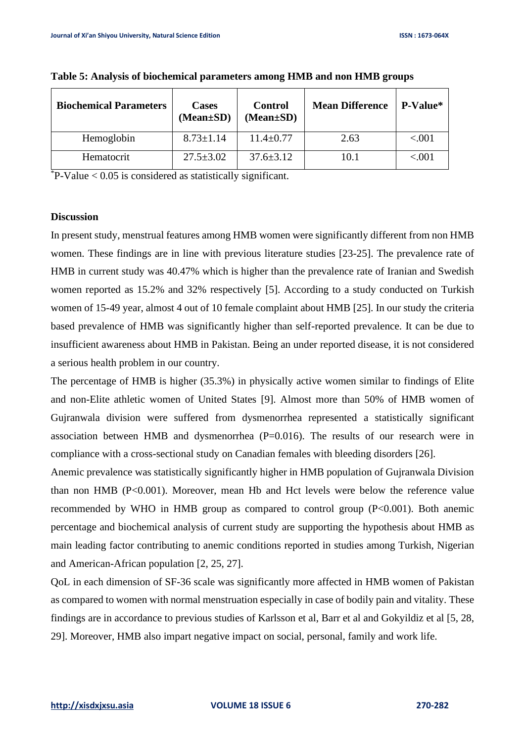**Table 5: Analysis of biochemical parameters among HMB and non HMB groups**

| Biochemical Parameters | Cases (Mean±SD) | Control (Mean±SD) | Mean Difference | P-Value* |
|---|---|---|---|---|
| Hemoglobin | 8.73±1.14 | 11.4±0.77 | 2.63 | <.001 |
| Hematocrit | 27.5±3.02 | 37.6±3.12 | 10.1 | <.001 |

*P-Value < 0.05 is considered as statistically significant.

### Discussion

In present study, menstrual features among HMB women were significantly different from non HMB women. These findings are in line with previous literature studies [23-25]. The prevalence rate of HMB in current study was 40.47% which is higher than the prevalence rate of Iranian and Swedish women reported as 15.2% and 32% respectively [5]. According to a study conducted on Turkish women of 15-49 year, almost 4 out of 10 female complaint about HMB [25]. In our study the criteria based prevalence of HMB was significantly higher than self-reported prevalence. It can be due to insufficient awareness about HMB in Pakistan. Being an under reported disease, it is not considered a serious health problem in our country.

The percentage of HMB is higher (35.3%) in physically active women similar to findings of Elite and non-Elite athletic women of United States [9]. Almost more than 50% of HMB women of Gujranwala division were suffered from dysmenorrhea represented a statistically significant association between HMB and dysmenorrhea (P=0.016). The results of our research were in compliance with a cross-sectional study on Canadian females with bleeding disorders [26].

Anemic prevalence was statistically significantly higher in HMB population of Gujranwala Division than non HMB (P<0.001). Moreover, mean Hb and Hct levels were below the reference value recommended by WHO in HMB group as compared to control group (P<0.001). Both anemic percentage and biochemical analysis of current study are supporting the hypothesis about HMB as main leading factor contributing to anemic conditions reported in studies among Turkish, Nigerian and American-African population [2, 25, 27].

QoL in each dimension of SF-36 scale was significantly more affected in HMB women of Pakistan as compared to women with normal menstruation especially in case of bodily pain and vitality. These findings are in accordance to previous studies of Karlsson et al, Barr et al and Gokyildiz et al [5, 28, 29]. Moreover, HMB also impart negative impact on social, personal, family and work life.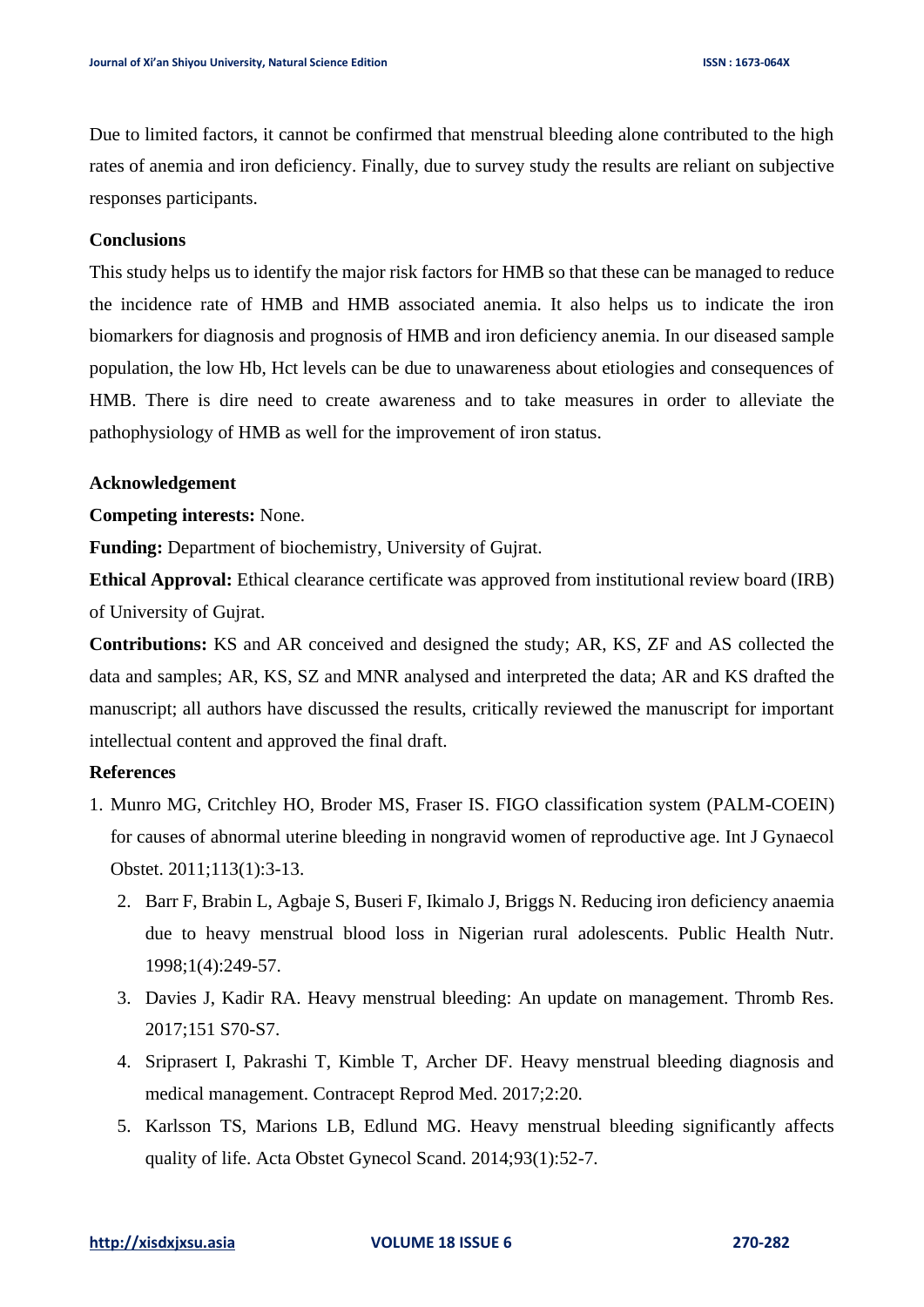Due to limited factors, it cannot be confirmed that menstrual bleeding alone contributed to the high rates of anemia and iron deficiency. Finally, due to survey study the results are reliant on subjective responses participants.

**Conclusions**

This study helps us to identify the major risk factors for HMB so that these can be managed to reduce the incidence rate of HMB and HMB associated anemia. It also helps us to indicate the iron biomarkers for diagnosis and prognosis of HMB and iron deficiency anemia. In our diseased sample population, the low Hb, Hct levels can be due to unawareness about etiologies and consequences of HMB. There is dire need to create awareness and to take measures in order to alleviate the pathophysiology of HMB as well for the improvement of iron status.

**Acknowledgement**

**Competing interests:** None.

**Funding:** Department of biochemistry, University of Gujrat.

**Ethical Approval:** Ethical clearance certificate was approved from institutional review board (IRB) of University of Gujrat.

**Contributions:** KS and AR conceived and designed the study; AR, KS, ZF and AS collected the data and samples; AR, KS, SZ and MNR analysed and interpreted the data; AR and KS drafted the manuscript; all authors have discussed the results, critically reviewed the manuscript for important intellectual content and approved the final draft.

**References**

1. Munro MG, Critchley HO, Broder MS, Fraser IS. FIGO classification system (PALM-COEIN) for causes of abnormal uterine bleeding in nongravid women of reproductive age. Int J Gynaecol Obstet. 2011;113(1):3-13.
2. Barr F, Brabin L, Agbaje S, Buseri F, Ikimalo J, Briggs N. Reducing iron deficiency anaemia due to heavy menstrual blood loss in Nigerian rural adolescents. Public Health Nutr. 1998;1(4):249-57.
3. Davies J, Kadir RA. Heavy menstrual bleeding: An update on management. Thromb Res. 2017;151 S70-S7.
4. Sriprasert I, Pakrashi T, Kimble T, Archer DF. Heavy menstrual bleeding diagnosis and medical management. Contracept Reprod Med. 2017;2:20.
5. Karlsson TS, Marions LB, Edlund MG. Heavy menstrual bleeding significantly affects quality of life. Acta Obstet Gynecol Scand. 2014;93(1):52-7.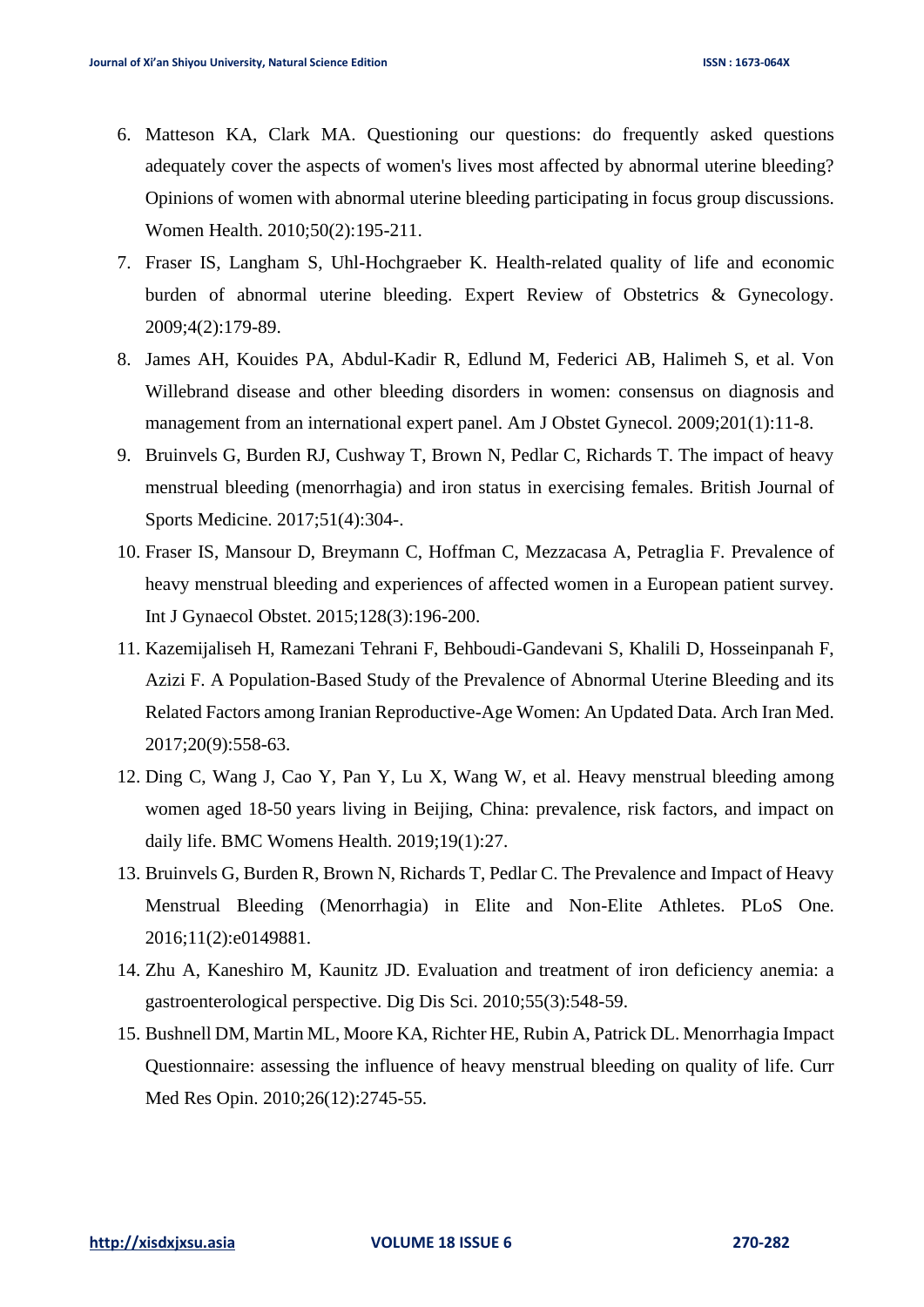6. Matteson KA, Clark MA. Questioning our questions: do frequently asked questions adequately cover the aspects of women's lives most affected by abnormal uterine bleeding? Opinions of women with abnormal uterine bleeding participating in focus group discussions. Women Health. 2010;50(2):195-211.
7. Fraser IS, Langham S, Uhl-Hochgraeber K. Health-related quality of life and economic burden of abnormal uterine bleeding. Expert Review of Obstetrics & Gynecology. 2009;4(2):179-89.
8. James AH, Kouides PA, Abdul-Kadir R, Edlund M, Federici AB, Halimeh S, et al. Von Willebrand disease and other bleeding disorders in women: consensus on diagnosis and management from an international expert panel. Am J Obstet Gynecol. 2009;201(1):11-8.
9. Bruinvels G, Burden RJ, Cushway T, Brown N, Pedlar C, Richards T. The impact of heavy menstrual bleeding (menorrhagia) and iron status in exercising females. British Journal of Sports Medicine. 2017;51(4):304-.
10. Fraser IS, Mansour D, Breymann C, Hoffman C, Mezzacasa A, Petraglia F. Prevalence of heavy menstrual bleeding and experiences of affected women in a European patient survey. Int J Gynaecol Obstet. 2015;128(3):196-200.
11. Kazemijaliseh H, Ramezani Tehrani F, Behboudi-Gandevani S, Khalili D, Hosseinpanah F, Azizi F. A Population-Based Study of the Prevalence of Abnormal Uterine Bleeding and its Related Factors among Iranian Reproductive-Age Women: An Updated Data. Arch Iran Med. 2017;20(9):558-63.
12. Ding C, Wang J, Cao Y, Pan Y, Lu X, Wang W, et al. Heavy menstrual bleeding among women aged 18-50 years living in Beijing, China: prevalence, risk factors, and impact on daily life. BMC Womens Health. 2019;19(1):27.
13. Bruinvels G, Burden R, Brown N, Richards T, Pedlar C. The Prevalence and Impact of Heavy Menstrual Bleeding (Menorrhagia) in Elite and Non-Elite Athletes. PLoS One. 2016;11(2):e0149881.
14. Zhu A, Kaneshiro M, Kaunitz JD. Evaluation and treatment of iron deficiency anemia: a gastroenterological perspective. Dig Dis Sci. 2010;55(3):548-59.
15. Bushnell DM, Martin ML, Moore KA, Richter HE, Rubin A, Patrick DL. Menorrhagia Impact Questionnaire: assessing the influence of heavy menstrual bleeding on quality of life. Curr Med Res Opin. 2010;26(12):2745-55.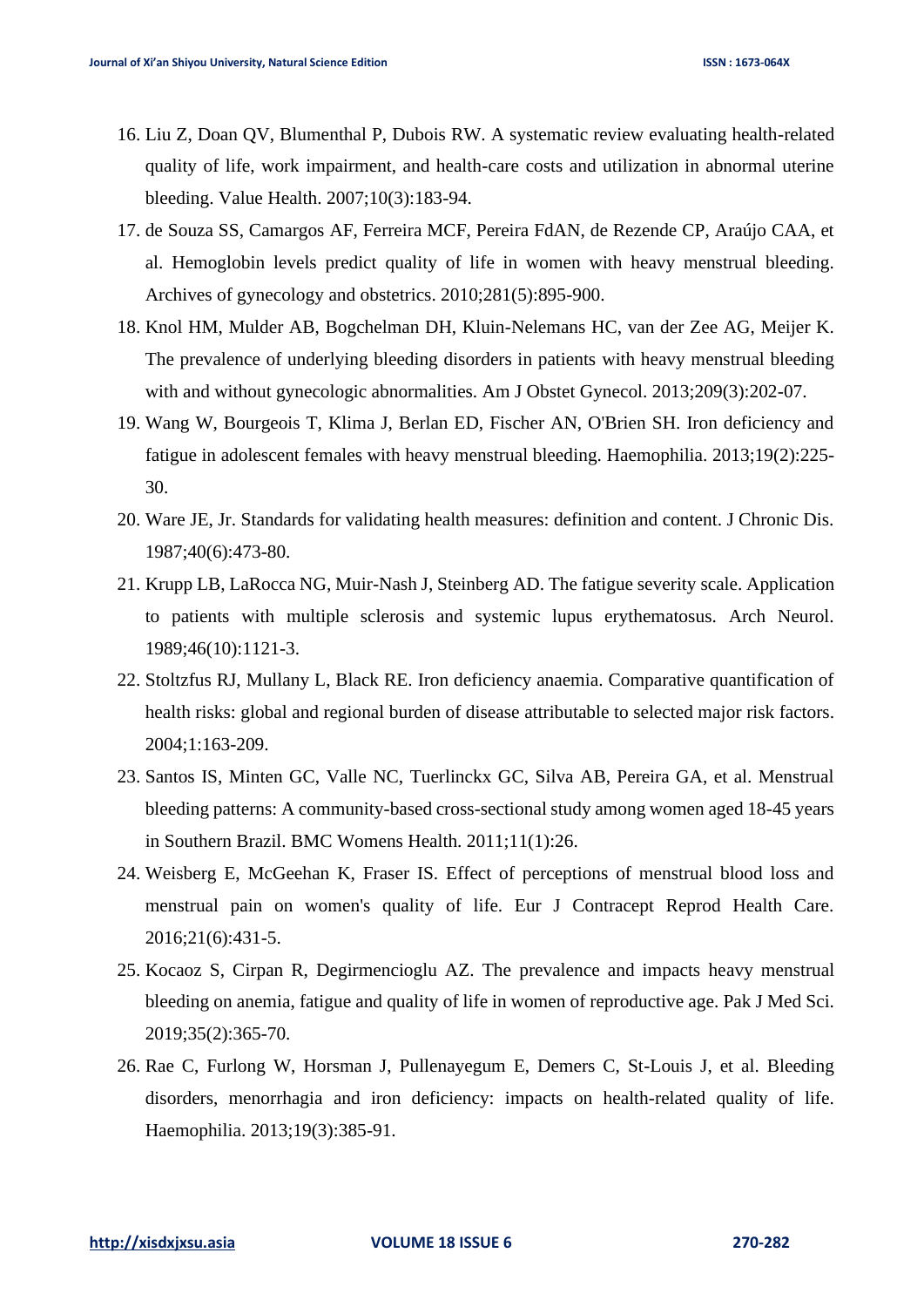16. Liu Z, Doan QV, Blumenthal P, Dubois RW. A systematic review evaluating health-related quality of life, work impairment, and health-care costs and utilization in abnormal uterine bleeding. Value Health. 2007;10(3):183-94.
17. de Souza SS, Camargos AF, Ferreira MCF, Pereira FdAN, de Rezende CP, Araújo CAA, et al. Hemoglobin levels predict quality of life in women with heavy menstrual bleeding. Archives of gynecology and obstetrics. 2010;281(5):895-900.
18. Knol HM, Mulder AB, Bogchelman DH, Kluin-Nelemans HC, van der Zee AG, Meijer K. The prevalence of underlying bleeding disorders in patients with heavy menstrual bleeding with and without gynecologic abnormalities. Am J Obstet Gynecol. 2013;209(3):202-07.
19. Wang W, Bourgeois T, Klima J, Berlan ED, Fischer AN, O'Brien SH. Iron deficiency and fatigue in adolescent females with heavy menstrual bleeding. Haemophilia. 2013;19(2):225-30.
20. Ware JE, Jr. Standards for validating health measures: definition and content. J Chronic Dis. 1987;40(6):473-80.
21. Krupp LB, LaRocca NG, Muir-Nash J, Steinberg AD. The fatigue severity scale. Application to patients with multiple sclerosis and systemic lupus erythematosus. Arch Neurol. 1989;46(10):1121-3.
22. Stoltzfus RJ, Mullany L, Black RE. Iron deficiency anaemia. Comparative quantification of health risks: global and regional burden of disease attributable to selected major risk factors. 2004;1:163-209.
23. Santos IS, Minten GC, Valle NC, Tuerlinckx GC, Silva AB, Pereira GA, et al. Menstrual bleeding patterns: A community-based cross-sectional study among women aged 18-45 years in Southern Brazil. BMC Womens Health. 2011;11(1):26.
24. Weisberg E, McGeehan K, Fraser IS. Effect of perceptions of menstrual blood loss and menstrual pain on women's quality of life. Eur J Contracept Reprod Health Care. 2016;21(6):431-5.
25. Kocaoz S, Cirpan R, Degirmencioglu AZ. The prevalence and impacts heavy menstrual bleeding on anemia, fatigue and quality of life in women of reproductive age. Pak J Med Sci. 2019;35(2):365-70.
26. Rae C, Furlong W, Horsman J, Pullenayegum E, Demers C, St-Louis J, et al. Bleeding disorders, menorrhagia and iron deficiency: impacts on health-related quality of life. Haemophilia. 2013;19(3):385-91.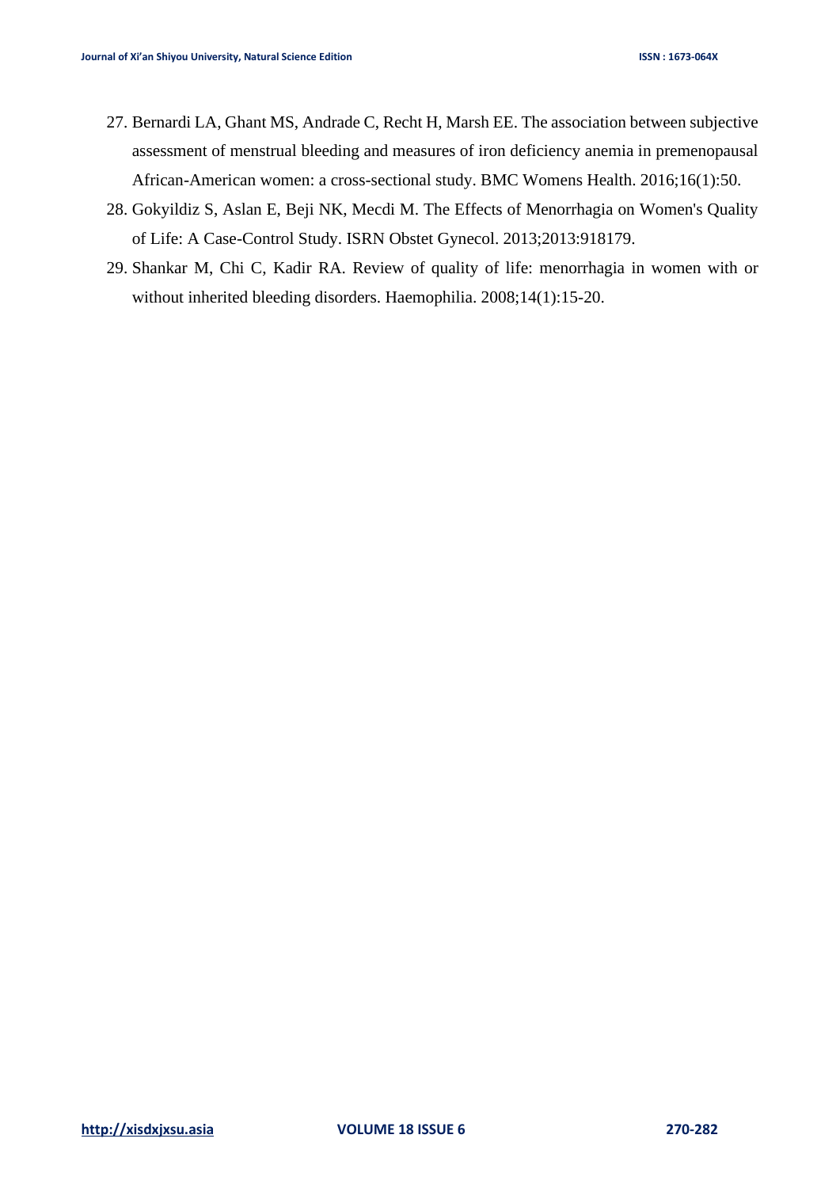27. Bernardi LA, Ghant MS, Andrade C, Recht H, Marsh EE. The association between subjective assessment of menstrual bleeding and measures of iron deficiency anemia in premenopausal African-American women: a cross-sectional study. BMC Womens Health. 2016;16(1):50.
28. Gokyildiz S, Aslan E, Beji NK, Mecdi M. The Effects of Menorrhagia on Women's Quality of Life: A Case-Control Study. ISRN Obstet Gynecol. 2013;2013:918179.
29. Shankar M, Chi C, Kadir RA. Review of quality of life: menorrhagia in women with or without inherited bleeding disorders. Haemophilia. 2008;14(1):15-20.